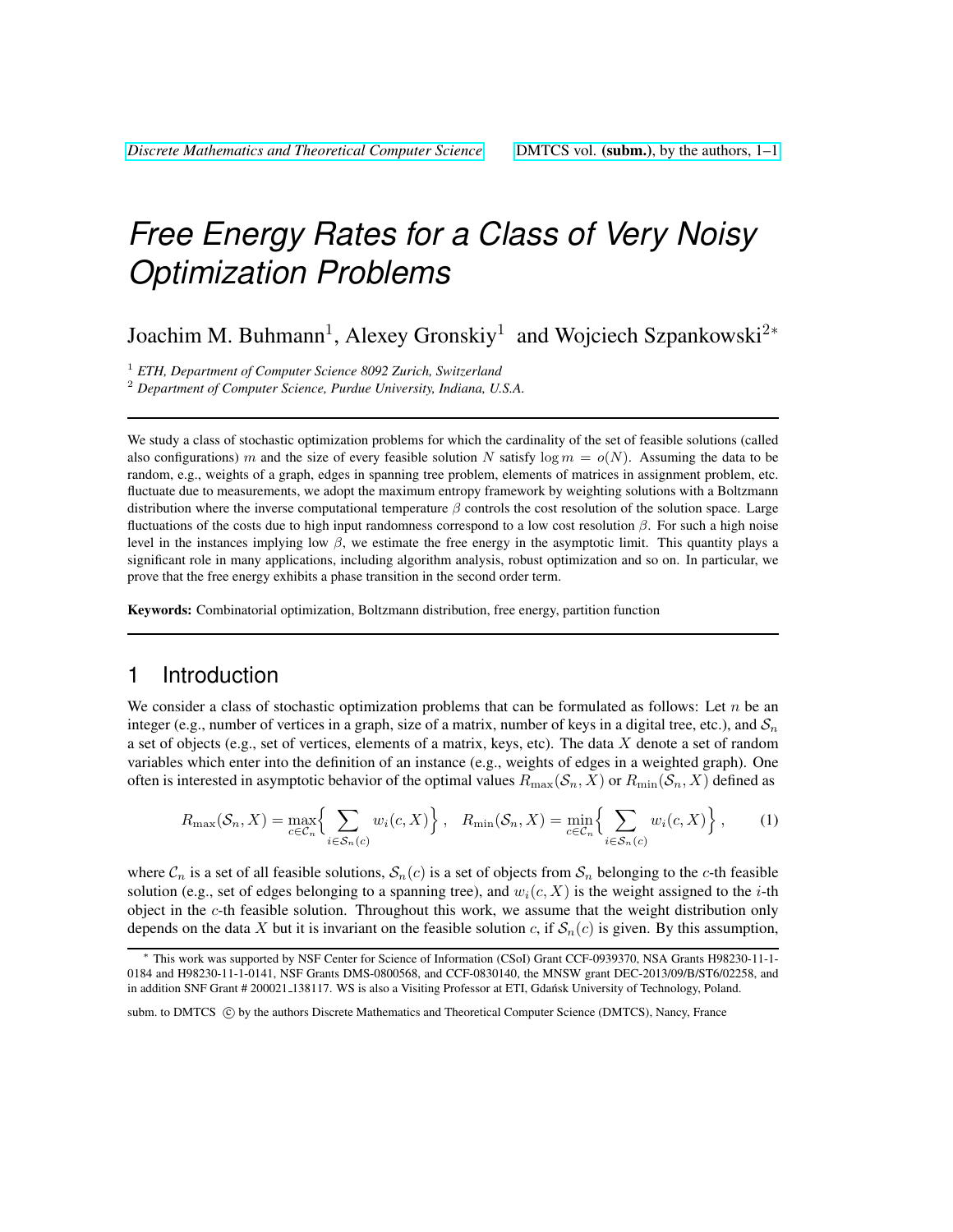# Free Energy Rates for a Class of Very Noisy Optimization Problems

Joachim M. Buhmann[1], Alexey Gronskiy[1] and Wojciech Szpankowski[2*]

[1] *ETH, Department of Computer Science 8092 Zurich, Switzerland*

[2] *Department of Computer Science, Purdue University, Indiana, U.S.A.*

---

We study a class of stochastic optimization problems for which the cardinality of the set of feasible solutions (called also configurations) $m$ and the size of every feasible solution $N$ satisfy $\log m = o(N)$. Assuming the data to be random, e.g., weights of a graph, edges in spanning tree problem, elements of matrices in assignment problem, etc. fluctuate due to measurements, we adopt the maximum entropy framework by weighting solutions with a Boltzmann distribution where the inverse computational temperature $\beta$ controls the cost resolution of the solution space. Large fluctuations of the costs due to high input randomness correspond to a low cost resolution $\beta$. For such a high noise level in the instances implying low $\beta$, we estimate the free energy in the asymptotic limit. This quantity plays a significant role in many applications, including algorithm analysis, robust optimization and so on. In particular, we prove that the free energy exhibits a phase transition in the second order term.

**Keywords:** Combinatorial optimization, Boltzmann distribution, free energy, partition function

---

## 1 Introduction

We consider a class of stochastic optimization problems that can be formulated as follows: Let $n$ be an integer (e.g., number of vertices in a graph, size of a matrix, number of keys in a digital tree, etc.), and $\mathcal{S}_n$ a set of objects (e.g., set of vertices, elements of a matrix, keys, etc). The data $X$ denote a set of random variables which enter into the definition of an instance (e.g., weights of edges in a weighted graph). One often is interested in asymptotic behavior of the optimal values $R_{\max}(\mathcal{S}_n, X)$ or $R_{\min}(\mathcal{S}_n, X)$ defined as

$$R_{\max}(\mathcal{S}_n, X) = \max_{c \in \mathcal{C}_n} \Big\{ \sum_{i \in \mathcal{S}_n(c)} w_i(c, X) \Big\}, \quad R_{\min}(\mathcal{S}_n, X) = \min_{c \in \mathcal{C}_n} \Big\{ \sum_{i \in \mathcal{S}_n(c)} w_i(c, X) \Big\}, \tag{1}$$

where $\mathcal{C}_n$ is a set of all feasible solutions, $\mathcal{S}_n(c)$ is a set of objects from $\mathcal{S}_n$ belonging to the $c$-th feasible solution (e.g., set of edges belonging to a spanning tree), and $w_i(c, X)$ is the weight assigned to the $i$-th object in the $c$-th feasible solution. Throughout this work, we assume that the weight distribution only depends on the data $X$ but it is invariant on the feasible solution $c$, if $\mathcal{S}_n(c)$ is given. By this assumption,

---

* This work was supported by NSF Center for Science of Information (CSoI) Grant CCF-0939370, NSA Grants H98230-11-1-0184 and H98230-11-1-0141, NSF Grants DMS-0800568, and CCF-0830140, the MNSW grant DEC-2013/09/B/ST6/02258, and in addition SNF Grant # 200021_138117. WS is also a Visiting Professor at ETI, Gdańsk University of Technology, Poland.

subm. to DMTCS © by the authors Discrete Mathematics and Theoretical Computer Science (DMTCS), Nancy, France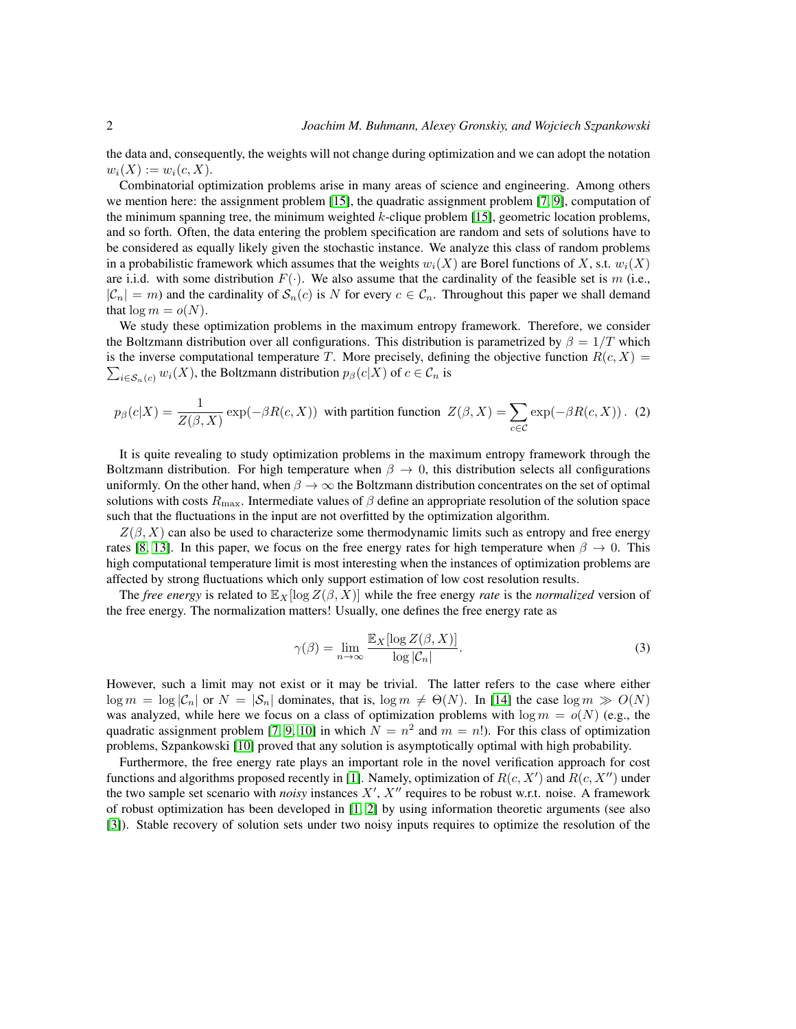the data and, consequently, the weights will not change during optimization and we can adopt the notation $w_i(X) := w_i(c, X)$.

Combinatorial optimization problems arise in many areas of science and engineering. Among others we mention here: the assignment problem [15], the quadratic assignment problem [7, 9], computation of the minimum spanning tree, the minimum weighted $k$-clique problem [15], geometric location problems, and so forth. Often, the data entering the problem specification are random and sets of solutions have to be considered as equally likely given the stochastic instance. We analyze this class of random problems in a probabilistic framework which assumes that the weights $w_i(X)$ are Borel functions of $X$, s.t. $w_i(X)$ are i.i.d. with some distribution $F(\cdot)$. We also assume that the cardinality of the feasible set is $m$ (i.e., $|\mathcal{C}_n| = m$) and the cardinality of $\mathcal{S}_n(c)$ is $N$ for every $c \in \mathcal{C}_n$. Throughout this paper we shall demand that $\log m = o(N)$.

We study these optimization problems in the maximum entropy framework. Therefore, we consider the Boltzmann distribution over all configurations. This distribution is parametrized by $\beta = 1/T$ which is the inverse computational temperature $T$. More precisely, defining the objective function $R(c, X) = \sum_{i \in \mathcal{S}_n(c)} w_i(X)$, the Boltzmann distribution $p_\beta(c|X)$ of $c \in \mathcal{C}_n$ is

$$p_\beta(c|X) = \frac{1}{Z(\beta, X)} \exp(-\beta R(c, X)) \text{ with partition function } Z(\beta, X) = \sum_{c \in \mathcal{C}} \exp(-\beta R(c, X)). \quad (2)$$

It is quite revealing to study optimization problems in the maximum entropy framework through the Boltzmann distribution. For high temperature when $\beta \to 0$, this distribution selects all configurations uniformly. On the other hand, when $\beta \to \infty$ the Boltzmann distribution concentrates on the set of optimal solutions with costs $R_{\max}$. Intermediate values of $\beta$ define an appropriate resolution of the solution space such that the fluctuations in the input are not overfitted by the optimization algorithm.

$Z(\beta, X)$ can also be used to characterize some thermodynamic limits such as entropy and free energy rates [8, 13]. In this paper, we focus on the free energy rates for high temperature when $\beta \to 0$. This high computational temperature limit is most interesting when the instances of optimization problems are affected by strong fluctuations which only support estimation of low cost resolution results.

The *free energy* is related to $\mathbb{E}_X[\log Z(\beta, X)]$ while the free energy *rate* is the *normalized* version of the free energy. The normalization matters! Usually, one defines the free energy rate as

$$\gamma(\beta) = \lim_{n \to \infty} \frac{\mathbb{E}_X[\log Z(\beta, X)]}{\log |\mathcal{C}_n|}. \quad (3)$$

However, such a limit may not exist or it may be trivial. The latter refers to the case where either $\log m = \log |\mathcal{C}_n|$ or $N = |\mathcal{S}_n|$ dominates, that is, $\log m \neq \Theta(N)$. In [14] the case $\log m \gg O(N)$ was analyzed, while here we focus on a class of optimization problems with $\log m = o(N)$ (e.g., the quadratic assignment problem [7, 9, 10] in which $N = n^2$ and $m = n!$). For this class of optimization problems, Szpankowski [10] proved that any solution is asymptotically optimal with high probability.

Furthermore, the free energy rate plays an important role in the novel verification approach for cost functions and algorithms proposed recently in [1]. Namely, optimization of $R(c, X')$ and $R(c, X'')$ under the two sample set scenario with *noisy* instances $X'$, $X''$ requires to be robust w.r.t. noise. A framework of robust optimization has been developed in [1, 2] by using information theoretic arguments (see also [3]). Stable recovery of solution sets under two noisy inputs requires to optimize the resolution of the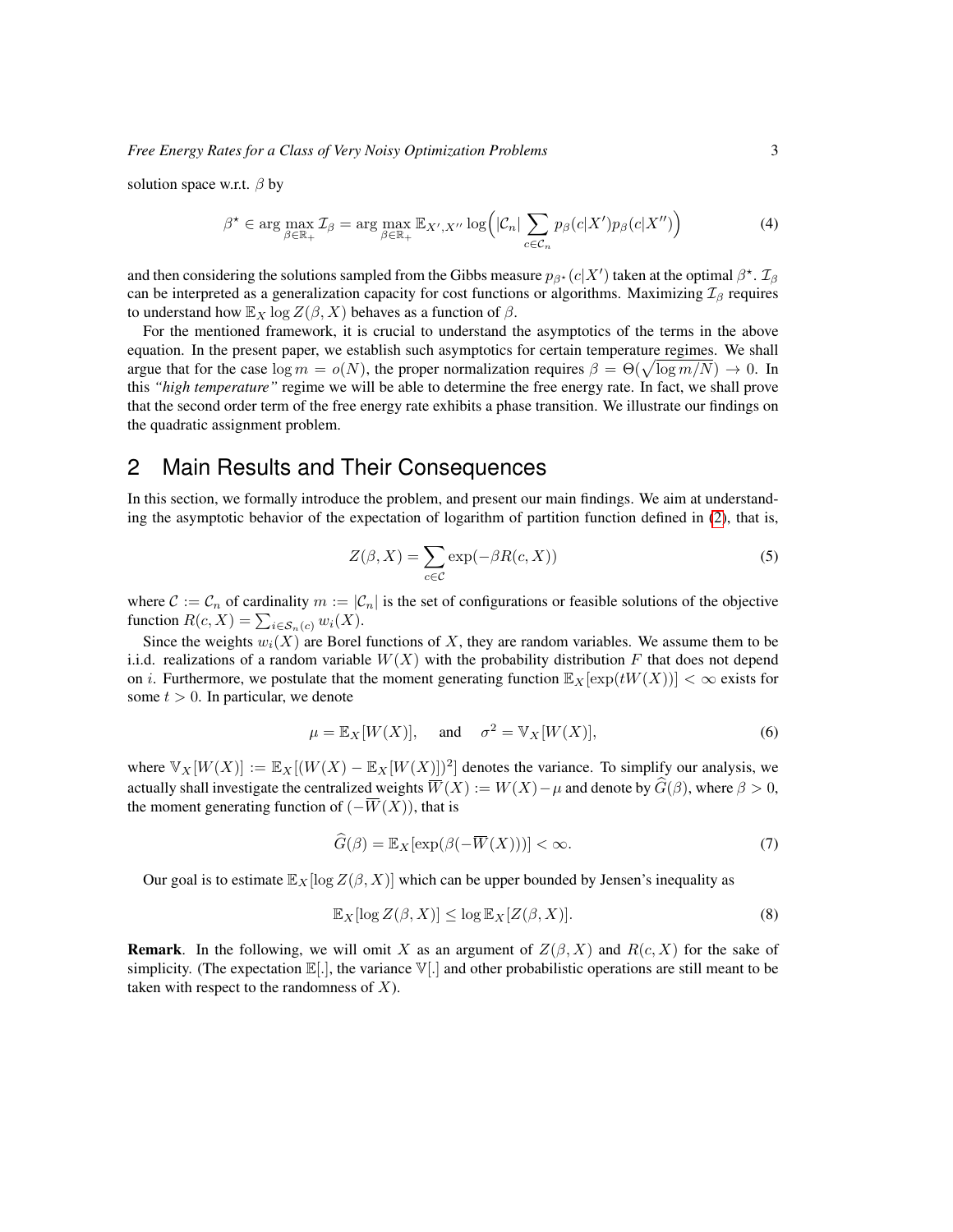solution space w.r.t. $\beta$ by

$$\beta^\star \in \arg\max_{\beta \in \mathbb{R}_+} \mathcal{I}_\beta = \arg\max_{\beta \in \mathbb{R}_+} \mathbb{E}_{X', X''} \log\Big( |\mathcal{C}_n| \sum_{c \in \mathcal{C}_n} p_\beta(c|X') p_\beta(c|X'') \Big) \tag{4}$$

and then considering the solutions sampled from the Gibbs measure $p_{\beta^\star}(c|X')$ taken at the optimal $\beta^\star$. $\mathcal{I}_\beta$ can be interpreted as a generalization capacity for cost functions or algorithms. Maximizing $\mathcal{I}_\beta$ requires to understand how $\mathbb{E}_X \log Z(\beta, X)$ behaves as a function of $\beta$.

For the mentioned framework, it is crucial to understand the asymptotics of the terms in the above equation. In the present paper, we establish such asymptotics for certain temperature regimes. We shall argue that for the case $\log m = o(N)$, the proper normalization requires $\beta = \Theta(\sqrt{\log m / N}) \to 0$. In this *"high temperature"* regime we will be able to determine the free energy rate. In fact, we shall prove that the second order term of the free energy rate exhibits a phase transition. We illustrate our findings on the quadratic assignment problem.

## 2 Main Results and Their Consequences

In this section, we formally introduce the problem, and present our main findings. We aim at understanding the asymptotic behavior of the expectation of logarithm of partition function defined in (2), that is,

$$Z(\beta, X) = \sum_{c \in \mathcal{C}} \exp(-\beta R(c, X)) \tag{5}$$

where $\mathcal{C} := \mathcal{C}_n$ of cardinality $m := |\mathcal{C}_n|$ is the set of configurations or feasible solutions of the objective function $R(c, X) = \sum_{i \in \mathcal{S}_n(c)} w_i(X)$.

Since the weights $w_i(X)$ are Borel functions of $X$, they are random variables. We assume them to be i.i.d. realizations of a random variable $W(X)$ with the probability distribution $F$ that does not depend on $i$. Furthermore, we postulate that the moment generating function $\mathbb{E}_X[\exp(tW(X))] < \infty$ exists for some $t > 0$. In particular, we denote

$$\mu = \mathbb{E}_X[W(X)], \quad \text{and} \quad \sigma^2 = \mathbb{V}_X[W(X)], \tag{6}$$

where $\mathbb{V}_X[W(X)] := \mathbb{E}_X[(W(X) - \mathbb{E}_X[W(X)])^2]$ denotes the variance. To simplify our analysis, we actually shall investigate the centralized weights $\overline{W}(X) := W(X) - \mu$ and denote by $\widehat{G}(\beta)$, where $\beta > 0$, the moment generating function of $(-\overline{W}(X))$, that is

$$\widehat{G}(\beta) = \mathbb{E}_X[\exp(\beta(-\overline{W}(X)))] < \infty. \tag{7}$$

Our goal is to estimate $\mathbb{E}_X[\log Z(\beta, X)]$ which can be upper bounded by Jensen's inequality as

$$\mathbb{E}_X[\log Z(\beta, X)] \leq \log \mathbb{E}_X[Z(\beta, X)]. \tag{8}$$

**Remark**. In the following, we will omit $X$ as an argument of $Z(\beta, X)$ and $R(c, X)$ for the sake of simplicity. (The expectation $\mathbb{E}[.]$, the variance $\mathbb{V}[.]$ and other probabilistic operations are still meant to be taken with respect to the randomness of $X$).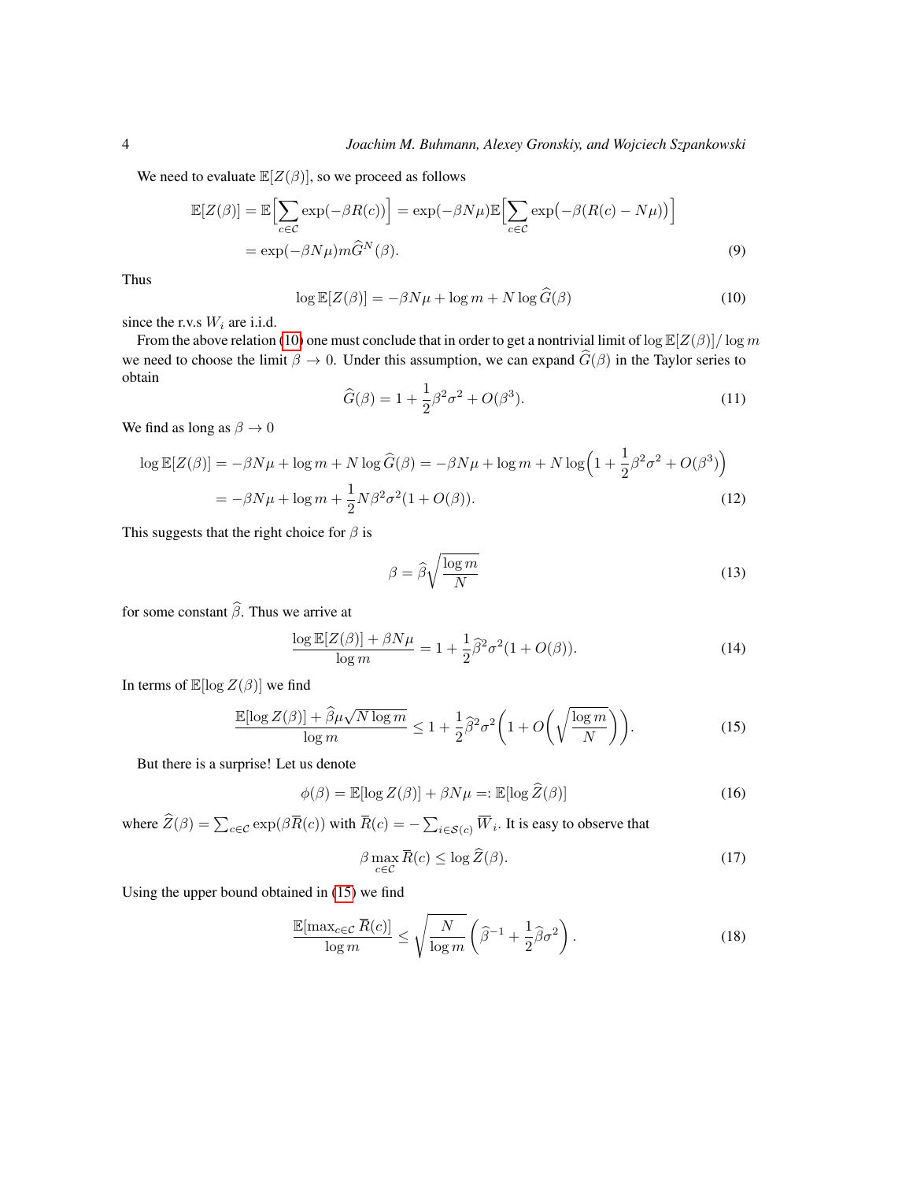We need to evaluate $\mathbb{E}[Z(\beta)]$, so we proceed as follows

$$
\begin{aligned}
\mathbb{E}[Z(\beta)] &= \mathbb{E}\Big[\sum_{c\in\mathcal{C}} \exp(-\beta R(c))\Big] = \exp(-\beta N\mu)\mathbb{E}\Big[\sum_{c\in\mathcal{C}} \exp\big(-\beta(R(c)-N\mu)\big)\Big] \\
&= \exp(-\beta N\mu) m \widehat{G}^N(\beta). \qquad (9)
\end{aligned}
$$

Thus

$$
\log \mathbb{E}[Z(\beta)] = -\beta N\mu + \log m + N \log \widehat{G}(\beta) \qquad (10)
$$

since the r.v.s $W_i$ are i.i.d.

From the above relation (10) one must conclude that in order to get a nontrivial limit of $\log \mathbb{E}[Z(\beta)]/\log m$ we need to choose the limit $\beta \to 0$. Under this assumption, we can expand $\widehat{G}(\beta)$ in the Taylor series to obtain

$$
\widehat{G}(\beta) = 1 + \frac{1}{2}\beta^2\sigma^2 + O(\beta^3). \qquad (11)
$$

We find as long as $\beta \to 0$

$$
\begin{aligned}
\log \mathbb{E}[Z(\beta)] &= -\beta N\mu + \log m + N \log \widehat{G}(\beta) = -\beta N\mu + \log m + N \log\Big(1 + \frac{1}{2}\beta^2\sigma^2 + O(\beta^3)\Big) \\
&= -\beta N\mu + \log m + \frac{1}{2}N\beta^2\sigma^2(1+O(\beta)). \qquad (12)
\end{aligned}
$$

This suggests that the right choice for $\beta$ is

$$
\beta = \widehat{\beta}\sqrt{\frac{\log m}{N}} \qquad (13)
$$

for some constant $\widehat{\beta}$. Thus we arrive at

$$
\frac{\log \mathbb{E}[Z(\beta)] + \beta N\mu}{\log m} = 1 + \frac{1}{2}\widehat{\beta}^2\sigma^2(1+O(\beta)). \qquad (14)
$$

In terms of $\mathbb{E}[\log Z(\beta)]$ we find

$$
\frac{\mathbb{E}[\log Z(\beta)] + \widehat{\beta}\mu\sqrt{N\log m}}{\log m} \le 1 + \frac{1}{2}\widehat{\beta}^2\sigma^2\left(1 + O\left(\sqrt{\frac{\log m}{N}}\right)\right). \qquad (15)
$$

But there is a surprise! Let us denote

$$
\phi(\beta) = \mathbb{E}[\log Z(\beta)] + \beta N\mu =: \mathbb{E}[\log \widehat{Z}(\beta)] \qquad (16)
$$

where $\widehat{Z}(\beta) = \sum_{c\in\mathcal{C}} \exp(\beta \overline{R}(c))$ with $\overline{R}(c) = -\sum_{i\in\mathcal{S}(c)} \overline{W}_i$. It is easy to observe that

$$
\beta \max_{c\in\mathcal{C}} \overline{R}(c) \le \log \widehat{Z}(\beta). \qquad (17)
$$

Using the upper bound obtained in (15) we find

$$
\frac{\mathbb{E}[\max_{c\in\mathcal{C}} \overline{R}(c)]}{\log m} \le \sqrt{\frac{N}{\log m}}\left(\widehat{\beta}^{-1} + \frac{1}{2}\widehat{\beta}\sigma^2\right). \qquad (18)
$$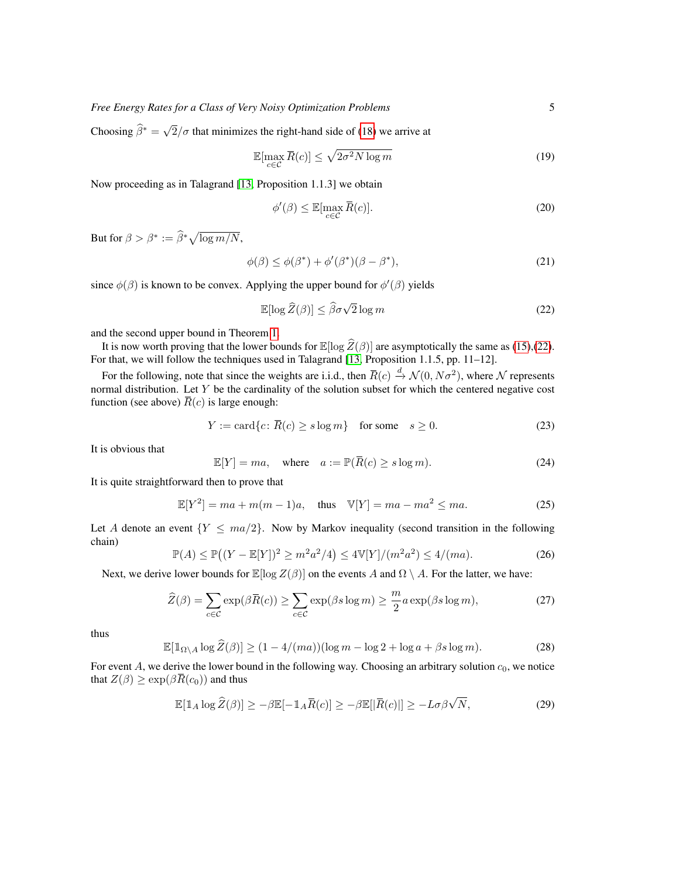Choosing $\widehat{\beta}^* = \sqrt{2}/\sigma$ that minimizes the right-hand side of (18) we arrive at

$$\mathbb{E}[\max_{c\in\mathcal{C}} \overline{R}(c)] \le \sqrt{2\sigma^2 N \log m} \tag{19}$$

Now proceeding as in Talagrand [13, Proposition 1.1.3] we obtain

$$\phi'(\beta) \le \mathbb{E}[\max_{c\in\mathcal{C}} \overline{R}(c)]. \tag{20}$$

But for $\beta > \beta^* := \widehat{\beta}^* \sqrt{\log m/N}$,

$$\phi(\beta) \le \phi(\beta^*) + \phi'(\beta^*)(\beta - \beta^*), \tag{21}$$

since $\phi(\beta)$ is known to be convex. Applying the upper bound for $\phi'(\beta)$ yields

$$\mathbb{E}[\log \widehat{Z}(\beta)] \le \widehat{\beta}\sigma\sqrt{2}\log m \tag{22}$$

and the second upper bound in Theorem 1.

It is now worth proving that the lower bounds for $\mathbb{E}[\log \widehat{Z}(\beta)]$ are asymptotically the same as (15),(22). For that, we will follow the techniques used in Talagrand [13, Proposition 1.1.5, pp. 11–12].

For the following, note that since the weights are i.i.d., then $\overline{R}(c) \xrightarrow{d} \mathcal{N}(0, N\sigma^2)$, where $\mathcal{N}$ represents normal distribution. Let $Y$ be the cardinality of the solution subset for which the centered negative cost function (see above) $\overline{R}(c)$ is large enough:

$$Y := \mathrm{card}\{c\colon \overline{R}(c) \ge s\log m\} \quad \text{for some} \quad s \ge 0. \tag{23}$$

It is obvious that

$$\mathbb{E}[Y] = ma, \quad \text{where} \quad a := \mathbb{P}(\overline{R}(c) \ge s\log m). \tag{24}$$

It is quite straightforward then to prove that

$$\mathbb{E}[Y^2] = ma + m(m-1)a, \quad \text{thus} \quad \mathbb{V}[Y] = ma - ma^2 \le ma. \tag{25}$$

Let $A$ denote an event $\{Y \le ma/2\}$. Now by Markov inequality (second transition in the following chain)

$$\mathbb{P}(A) \le \mathbb{P}\big((Y - \mathbb{E}[Y])^2 \ge m^2a^2/4\big) \le 4\mathbb{V}[Y]/(m^2a^2) \le 4/(ma). \tag{26}$$

Next, we derive lower bounds for $\mathbb{E}[\log Z(\beta)]$ on the events $A$ and $\Omega \setminus A$. For the latter, we have:

$$\widehat{Z}(\beta) = \sum_{c\in\mathcal{C}} \exp(\beta\overline{R}(c)) \ge \sum_{c\in\mathcal{C}} \exp(\beta s\log m) \ge \frac{m}{2}a\exp(\beta s\log m), \tag{27}$$

thus

$$\mathbb{E}[\mathbb{1}_{\Omega\setminus A}\log \widehat{Z}(\beta)] \ge (1 - 4/(ma))(\log m - \log 2 + \log a + \beta s\log m). \tag{28}$$

For event $A$, we derive the lower bound in the following way. Choosing an arbitrary solution $c_0$, we notice that $Z(\beta) \ge \exp(\beta\overline{R}(c_0))$ and thus

$$\mathbb{E}[\mathbb{1}_A \log \widehat{Z}(\beta)] \ge -\beta\mathbb{E}[-\mathbb{1}_A\overline{R}(c)] \ge -\beta\mathbb{E}[|\overline{R}(c)|] \ge -L\sigma\beta\sqrt{N}, \tag{29}$$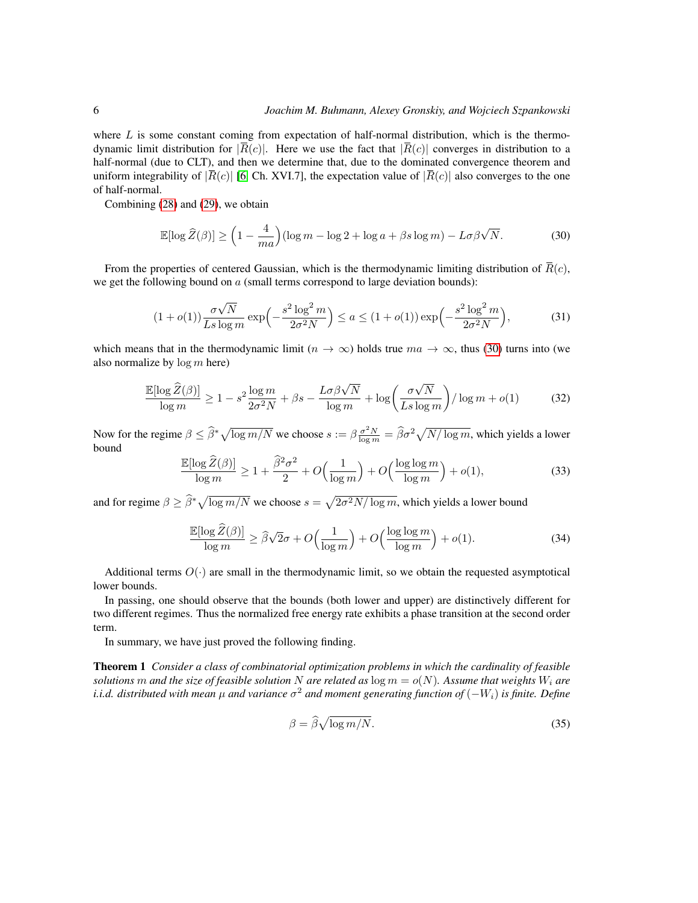where $L$ is some constant coming from expectation of half-normal distribution, which is the thermodynamic limit distribution for $|\overline{R}(c)|$. Here we use the fact that $|\overline{R}(c)|$ converges in distribution to a half-normal (due to CLT), and then we determine that, due to the dominated convergence theorem and uniform integrability of $|\overline{R}(c)|$ [6, Ch. XVI.7], the expectation value of $|\overline{R}(c)|$ also converges to the one of half-normal.

Combining (28) and (29), we obtain

$$\mathbb{E}[\log \widehat{Z}(\beta)] \geq \Big(1 - \frac{4}{ma}\Big)(\log m - \log 2 + \log a + \beta s \log m) - L\sigma\beta\sqrt{N}. \tag{30}$$

From the properties of centered Gaussian, which is the thermodynamic limiting distribution of $\overline{R}(c)$, we get the following bound on $a$ (small terms correspond to large deviation bounds):

$$(1+o(1))\frac{\sigma\sqrt{N}}{Ls\log m}\exp\Big(-\frac{s^2\log^2 m}{2\sigma^2 N}\Big) \leq a \leq (1+o(1))\exp\Big(-\frac{s^2\log^2 m}{2\sigma^2 N}\Big), \tag{31}$$

which means that in the thermodynamic limit ($n \to \infty$) holds true $ma \to \infty$, thus (30) turns into (we also normalize by $\log m$ here)

$$\frac{\mathbb{E}[\log \widehat{Z}(\beta)]}{\log m} \geq 1 - s^2\frac{\log m}{2\sigma^2 N} + \beta s - \frac{L\sigma\beta\sqrt{N}}{\log m} + \log\Big(\frac{\sigma\sqrt{N}}{Ls\log m}\Big)/\log m + o(1) \tag{32}$$

Now for the regime $\beta \leq \widehat{\beta}^*\sqrt{\log m/N}$ we choose $s := \beta\frac{\sigma^2 N}{\log m} = \widehat{\beta}\sigma^2\sqrt{N/\log m}$, which yields a lower bound

$$\frac{\mathbb{E}[\log \widehat{Z}(\beta)]}{\log m} \geq 1 + \frac{\widehat{\beta}^2\sigma^2}{2} + O\Big(\frac{1}{\log m}\Big) + O\Big(\frac{\log\log m}{\log m}\Big) + o(1), \tag{33}$$

and for regime $\beta \geq \widehat{\beta}^*\sqrt{\log m/N}$ we choose $s = \sqrt{2\sigma^2 N/\log m}$, which yields a lower bound

$$\frac{\mathbb{E}[\log \widehat{Z}(\beta)]}{\log m} \geq \widehat{\beta}\sqrt{2}\sigma + O\Big(\frac{1}{\log m}\Big) + O\Big(\frac{\log\log m}{\log m}\Big) + o(1). \tag{34}$$

Additional terms $O(\cdot)$ are small in the thermodynamic limit, so we obtain the requested asymptotical lower bounds.

In passing, one should observe that the bounds (both lower and upper) are distinctively different for two different regimes. Thus the normalized free energy rate exhibits a phase transition at the second order term.

In summary, we have just proved the following finding.

**Theorem 1** *Consider a class of combinatorial optimization problems in which the cardinality of feasible solutions $m$ and the size of feasible solution $N$ are related as $\log m = o(N)$. Assume that weights $W_i$ are i.i.d. distributed with mean $\mu$ and variance $\sigma^2$ and moment generating function of $(-W_i)$ is finite. Define*

$$\beta = \widehat{\beta}\sqrt{\log m/N}. \tag{35}$$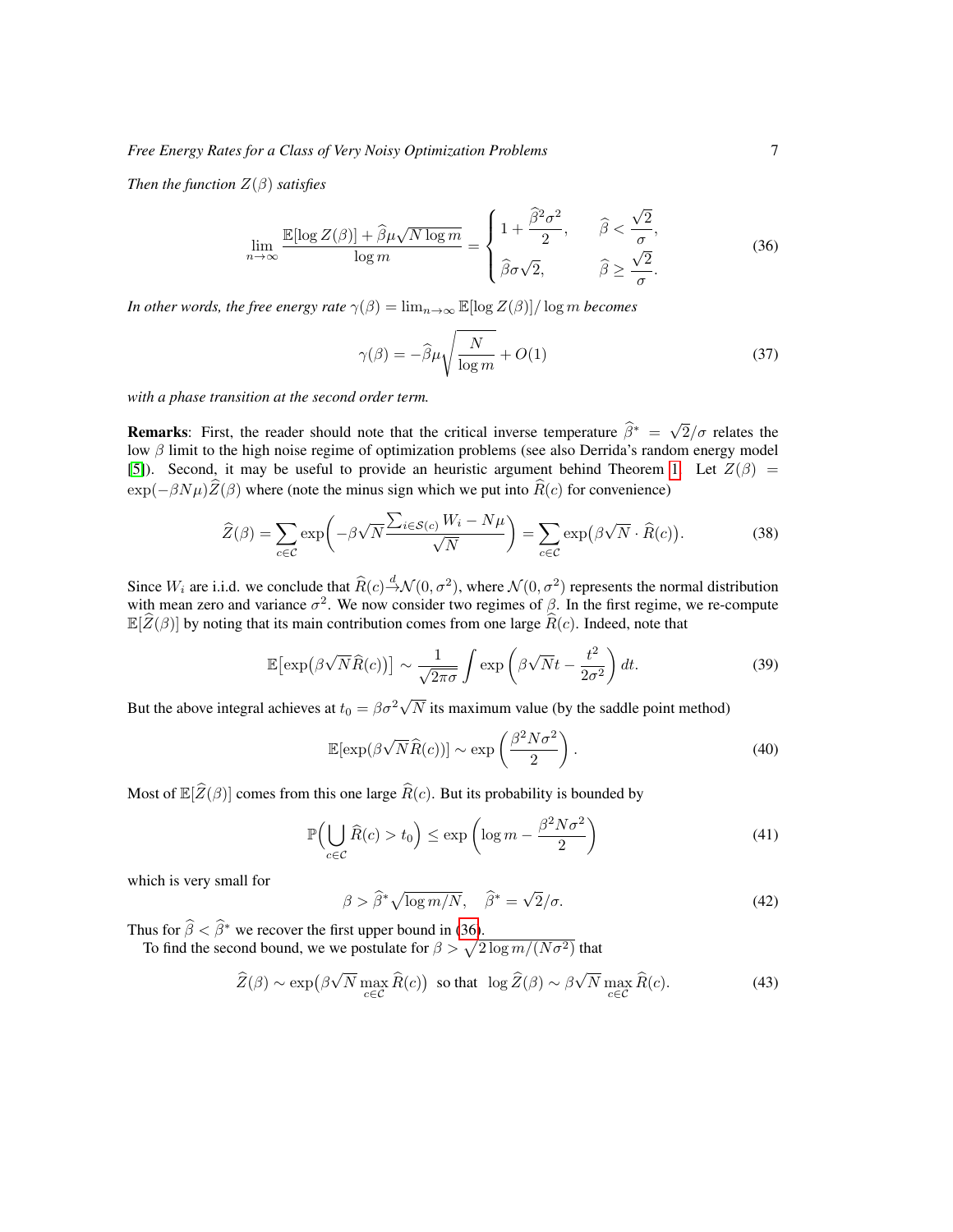*Then the function $Z(\beta)$ satisfies*

$$\lim_{n\to\infty} \frac{\mathbb{E}[\log Z(\beta)] + \widehat{\beta}\mu\sqrt{N\log m}}{\log m} = \begin{cases} 1 + \dfrac{\widehat{\beta}^2\sigma^2}{2}, & \widehat{\beta} < \dfrac{\sqrt{2}}{\sigma}, \\ \widehat{\beta}\sigma\sqrt{2}, & \widehat{\beta} \geq \dfrac{\sqrt{2}}{\sigma}. \end{cases} \tag{36}$$

*In other words, the free energy rate $\gamma(\beta) = \lim_{n\to\infty} \mathbb{E}[\log Z(\beta)]/\log m$ becomes*

$$\gamma(\beta) = -\widehat{\beta}\mu\sqrt{\frac{N}{\log m}} + O(1) \tag{37}$$

*with a phase transition at the second order term.*

**Remarks**: First, the reader should note that the critical inverse temperature $\widehat{\beta}^* = \sqrt{2}/\sigma$ relates the low $\beta$ limit to the high noise regime of optimization problems (see also Derrida's random energy model [5]). Second, it may be useful to provide an heuristic argument behind Theorem 1. Let $Z(\beta) = \exp(-\beta N\mu)\widehat{Z}(\beta)$ where (note the minus sign which we put into $\widehat{R}(c)$ for convenience)

$$\widehat{Z}(\beta) = \sum_{c\in\mathcal{C}} \exp\left(-\beta\sqrt{N}\frac{\sum_{i\in\mathcal{S}(c)} W_i - N\mu}{\sqrt{N}}\right) = \sum_{c\in\mathcal{C}} \exp\bigl(\beta\sqrt{N}\cdot\widehat{R}(c)\bigr). \tag{38}$$

Since $W_i$ are i.i.d. we conclude that $\widehat{R}(c)\xrightarrow{d}\mathcal{N}(0,\sigma^2)$, where $\mathcal{N}(0,\sigma^2)$ represents the normal distribution with mean zero and variance $\sigma^2$. We now consider two regimes of $\beta$. In the first regime, we re-compute $\mathbb{E}[\widehat{Z}(\beta)]$ by noting that its main contribution comes from one large $\widehat{R}(c)$. Indeed, note that

$$\mathbb{E}\bigl[\exp\bigl(\beta\sqrt{N}\widehat{R}(c)\bigr)\bigr] \sim \frac{1}{\sqrt{2\pi\sigma}} \int \exp\left(\beta\sqrt{N}t - \frac{t^2}{2\sigma^2}\right) dt. \tag{39}$$

But the above integral achieves at $t_0 = \beta\sigma^2\sqrt{N}$ its maximum value (by the saddle point method)

$$\mathbb{E}[\exp(\beta\sqrt{N}\widehat{R}(c))] \sim \exp\left(\frac{\beta^2 N\sigma^2}{2}\right). \tag{40}$$

Most of $\mathbb{E}[\widehat{Z}(\beta)]$ comes from this one large $\widehat{R}(c)$. But its probability is bounded by

$$\mathbb{P}\Bigl(\bigcup_{c\in\mathcal{C}} \widehat{R}(c) > t_0\Bigr) \leq \exp\left(\log m - \frac{\beta^2 N\sigma^2}{2}\right) \tag{41}$$

which is very small for

$$\beta > \widehat{\beta}^*\sqrt{\log m/N}, \quad \widehat{\beta}^* = \sqrt{2}/\sigma. \tag{42}$$

Thus for $\widehat{\beta} < \widehat{\beta}^*$ we recover the first upper bound in (36).

To find the second bound, we we postulate for $\beta > \sqrt{2\log m/(N\sigma^2)}$ that

$$\widehat{Z}(\beta) \sim \exp\bigl(\beta\sqrt{N}\max_{c\in\mathcal{C}}\widehat{R}(c)\bigr) \text{ so that } \log\widehat{Z}(\beta) \sim \beta\sqrt{N}\max_{c\in\mathcal{C}}\widehat{R}(c). \tag{43}$$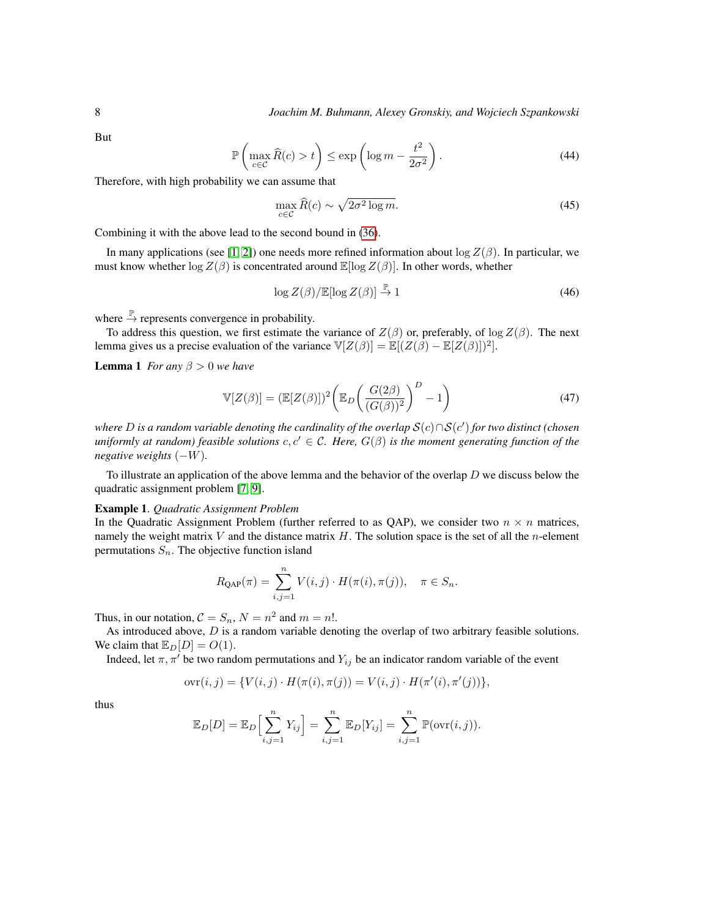But

$$\mathbb{P}\left(\max_{c\in\mathcal{C}} \widehat{R}(c) > t\right) \leq \exp\left(\log m - \frac{t^2}{2\sigma^2}\right). \tag{44}$$

Therefore, with high probability we can assume that

$$\max_{c\in\mathcal{C}} \widehat{R}(c) \sim \sqrt{2\sigma^2 \log m}. \tag{45}$$

Combining it with the above lead to the second bound in (36).

In many applications (see [1, 2]) one needs more refined information about $\log Z(\beta)$. In particular, we must know whether $\log Z(\beta)$ is concentrated around $\mathbb{E}[\log Z(\beta)]$. In other words, whether

$$\log Z(\beta)/\mathbb{E}[\log Z(\beta)] \xrightarrow{\mathbb{P}} 1 \tag{46}$$

where $\xrightarrow{\mathbb{P}}$ represents convergence in probability.

To address this question, we first estimate the variance of $Z(\beta)$ or, preferably, of $\log Z(\beta)$. The next lemma gives us a precise evaluation of the variance $\mathbb{V}[Z(\beta)] = \mathbb{E}[(Z(\beta) - \mathbb{E}[Z(\beta)])^2]$.

**Lemma 1** *For any $\beta > 0$ we have*

$$\mathbb{V}[Z(\beta)] = (\mathbb{E}[Z(\beta)])^2 \left(\mathbb{E}_D\left(\frac{G(2\beta)}{(G(\beta))^2}\right)^D - 1\right) \tag{47}$$

*where $D$ is a random variable denoting the cardinality of the overlap $\mathcal{S}(c) \cap \mathcal{S}(c')$ for two distinct (chosen uniformly at random) feasible solutions $c, c' \in \mathcal{C}$. Here, $G(\beta)$ is the moment generating function of the negative weights $(-W)$.*

To illustrate an application of the above lemma and the behavior of the overlap $D$ we discuss below the quadratic assignment problem [7, 9].

**Example 1**. *Quadratic Assignment Problem*
In the Quadratic Assignment Problem (further referred to as QAP), we consider two $n \times n$ matrices, namely the weight matrix $V$ and the distance matrix $H$. The solution space is the set of all the $n$-element permutations $S_n$. The objective function island

$$R_{\text{QAP}}(\pi) = \sum_{i,j=1}^{n} V(i,j) \cdot H(\pi(i), \pi(j)), \quad \pi \in S_n.$$

Thus, in our notation, $\mathcal{C} = S_n$, $N = n^2$ and $m = n!$.

As introduced above, $D$ is a random variable denoting the overlap of two arbitrary feasible solutions. We claim that $\mathbb{E}_D[D] = O(1)$.

Indeed, let $\pi, \pi'$ be two random permutations and $Y_{ij}$ be an indicator random variable of the event

$$\text{ovr}(i,j) = \{V(i,j) \cdot H(\pi(i), \pi(j)) = V(i,j) \cdot H(\pi'(i), \pi'(j))\},$$

thus

$$\mathbb{E}_D[D] = \mathbb{E}_D\Big[\sum_{i,j=1}^{n} Y_{ij}\Big] = \sum_{i,j=1}^{n} \mathbb{E}_D[Y_{ij}] = \sum_{i,j=1}^{n} \mathbb{P}(\text{ovr}(i,j)).$$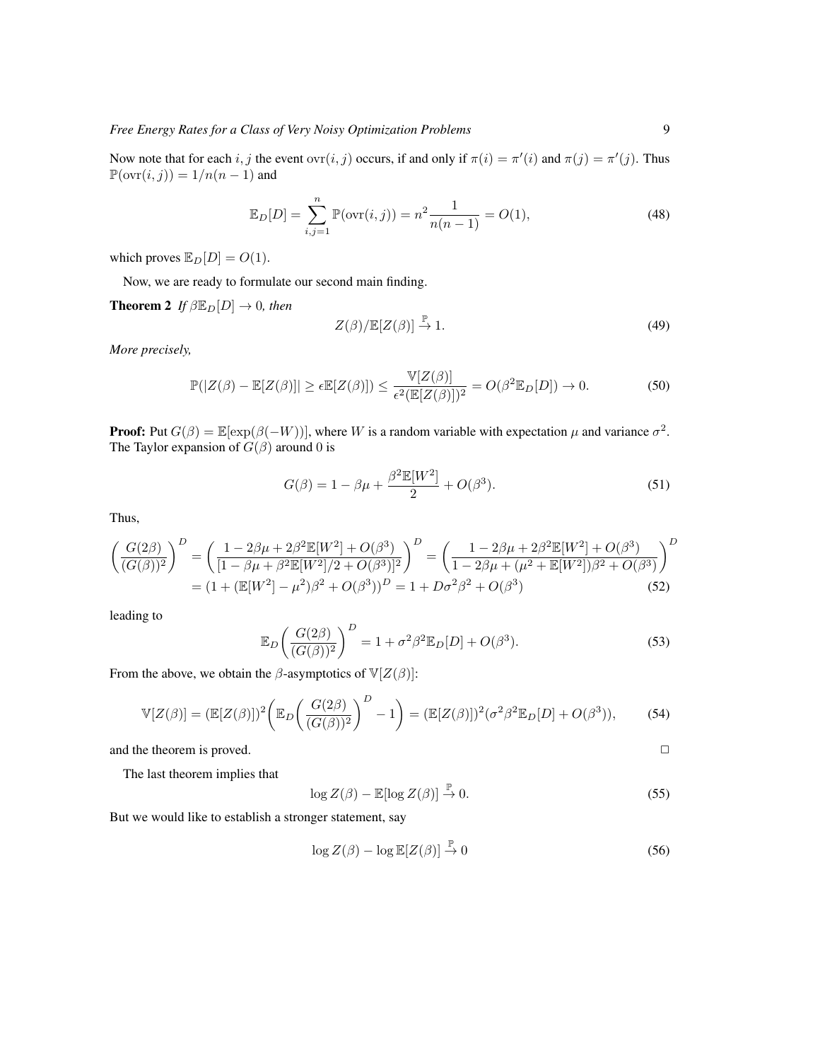Now note that for each $i, j$ the event $\text{ovr}(i, j)$ occurs, if and only if $\pi(i) = \pi'(i)$ and $\pi(j) = \pi'(j)$. Thus $\mathbb{P}(\text{ovr}(i, j)) = 1/n(n-1)$ and

$$\mathbb{E}_D[D] = \sum_{i,j=1}^{n} \mathbb{P}(\text{ovr}(i, j)) = n^2 \frac{1}{n(n-1)} = O(1), \tag{48}$$

which proves $\mathbb{E}_D[D] = O(1)$.

Now, we are ready to formulate our second main finding.

**Theorem 2** *If $\beta \mathbb{E}_D[D] \to 0$, then*

$$Z(\beta)/\mathbb{E}[Z(\beta)] \xrightarrow{\mathbb{P}} 1. \tag{49}$$

*More precisely,*

$$\mathbb{P}(|Z(\beta) - \mathbb{E}[Z(\beta)]| \geq \epsilon \mathbb{E}[Z(\beta)]) \leq \frac{\mathbb{V}[Z(\beta)]}{\epsilon^2(\mathbb{E}[Z(\beta)])^2} = O(\beta^2 \mathbb{E}_D[D]) \to 0. \tag{50}$$

**Proof:** Put $G(\beta) = \mathbb{E}[\exp(\beta(-W))]$, where $W$ is a random variable with expectation $\mu$ and variance $\sigma^2$. The Taylor expansion of $G(\beta)$ around 0 is

$$G(\beta) = 1 - \beta\mu + \frac{\beta^2 \mathbb{E}[W^2]}{2} + O(\beta^3). \tag{51}$$

Thus,

$$\begin{aligned}\left(\frac{G(2\beta)}{(G(\beta))^2}\right)^D &= \left(\frac{1 - 2\beta\mu + 2\beta^2 \mathbb{E}[W^2] + O(\beta^3)}{[1 - \beta\mu + \beta^2 \mathbb{E}[W^2]/2 + O(\beta^3)]^2}\right)^D = \left(\frac{1 - 2\beta\mu + 2\beta^2 \mathbb{E}[W^2] + O(\beta^3)}{1 - 2\beta\mu + (\mu^2 + \mathbb{E}[W^2])\beta^2 + O(\beta^3)}\right)^D \\ &= (1 + (\mathbb{E}[W^2] - \mu^2)\beta^2 + O(\beta^3))^D = 1 + D\sigma^2\beta^2 + O(\beta^3)\end{aligned} \tag{52}$$

leading to

$$\mathbb{E}_D\left(\frac{G(2\beta)}{(G(\beta))^2}\right)^D = 1 + \sigma^2\beta^2 \mathbb{E}_D[D] + O(\beta^3). \tag{53}$$

From the above, we obtain the $\beta$-asymptotics of $\mathbb{V}[Z(\beta)]$:

$$\mathbb{V}[Z(\beta)] = (\mathbb{E}[Z(\beta)])^2 \left(\mathbb{E}_D\left(\frac{G(2\beta)}{(G(\beta))^2}\right)^D - 1\right) = (\mathbb{E}[Z(\beta)])^2(\sigma^2\beta^2 \mathbb{E}_D[D] + O(\beta^3)), \tag{54}$$

and the theorem is proved. □

The last theorem implies that

$$\log Z(\beta) - \mathbb{E}[\log Z(\beta)] \xrightarrow{\mathbb{P}} 0. \tag{55}$$

But we would like to establish a stronger statement, say

$$\log Z(\beta) - \log \mathbb{E}[Z(\beta)] \xrightarrow{\mathbb{P}} 0 \tag{56}$$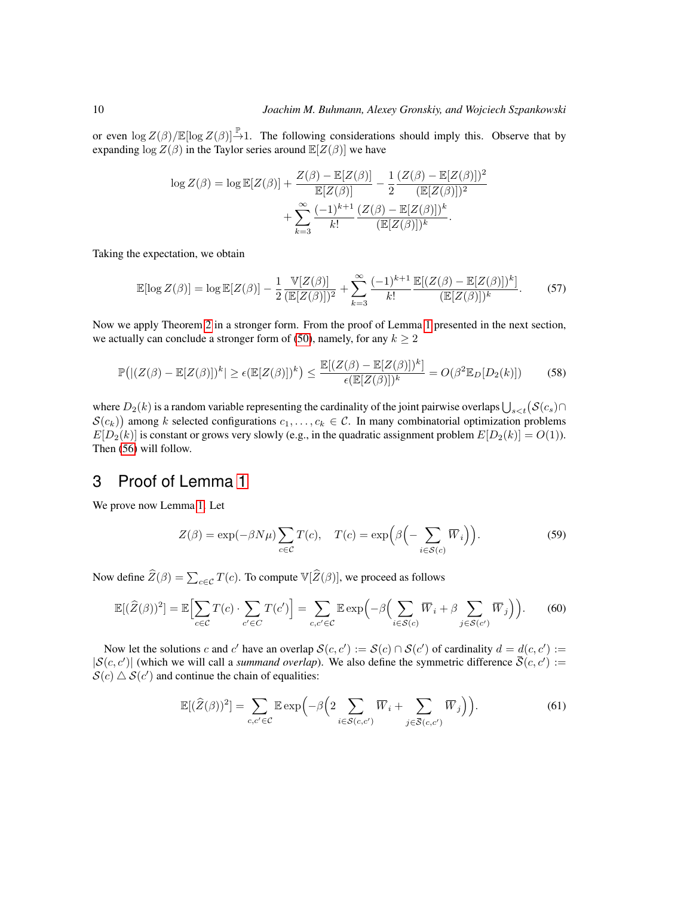or even $\log Z(\beta)/\mathbb{E}[\log Z(\beta)] \xrightarrow{\mathbb{P}} 1$. The following considerations should imply this. Observe that by expanding $\log Z(\beta)$ in the Taylor series around $\mathbb{E}[Z(\beta)]$ we have

$$\log Z(\beta) = \log \mathbb{E}[Z(\beta)] + \frac{Z(\beta) - \mathbb{E}[Z(\beta)]}{\mathbb{E}[Z(\beta)]} - \frac{1}{2} \frac{(Z(\beta) - \mathbb{E}[Z(\beta)])^2}{(\mathbb{E}[Z(\beta)])^2} + \sum_{k=3}^{\infty} \frac{(-1)^{k+1}}{k!} \frac{(Z(\beta) - \mathbb{E}[Z(\beta)])^k}{(\mathbb{E}[Z(\beta)])^k}.$$

Taking the expectation, we obtain

$$\mathbb{E}[\log Z(\beta)] = \log \mathbb{E}[Z(\beta)] - \frac{1}{2} \frac{\mathbb{V}[Z(\beta)]}{(\mathbb{E}[Z(\beta)])^2} + \sum_{k=3}^{\infty} \frac{(-1)^{k+1}}{k!} \frac{\mathbb{E}[(Z(\beta) - \mathbb{E}[Z(\beta)])^k]}{(\mathbb{E}[Z(\beta)])^k}. \tag{57}$$

Now we apply Theorem 2 in a stronger form. From the proof of Lemma 1 presented in the next section, we actually can conclude a stronger form of (50), namely, for any $k \geq 2$

$$\mathbb{P}\big(|(Z(\beta) - \mathbb{E}[Z(\beta)])^k| \geq \epsilon(\mathbb{E}[Z(\beta)])^k\big) \leq \frac{\mathbb{E}[(Z(\beta) - \mathbb{E}[Z(\beta)])^k]}{\epsilon(\mathbb{E}[Z(\beta)])^k} = O(\beta^2 \mathbb{E}_D[D_2(k)]) \tag{58}$$

where $D_2(k)$ is a random variable representing the cardinality of the joint pairwise overlaps $\bigcup_{s<t}(\mathcal{S}(c_s) \cap \mathcal{S}(c_k))$ among $k$ selected configurations $c_1, \ldots, c_k \in \mathcal{C}$. In many combinatorial optimization problems $E[D_2(k)]$ is constant or grows very slowly (e.g., in the quadratic assignment problem $E[D_2(k)] = O(1)$). Then (56) will follow.

## 3 Proof of Lemma 1

We prove now Lemma 1. Let

$$Z(\beta) = \exp(-\beta N \mu) \sum_{c \in \mathcal{C}} T(c), \quad T(c) = \exp\Big(\beta\Big(- \sum_{i \in \mathcal{S}(c)} \overline{W}_i\Big)\Big). \tag{59}$$

Now define $\widehat{Z}(\beta) = \sum_{c \in \mathcal{C}} T(c)$. To compute $\mathbb{V}[\widehat{Z}(\beta)]$, we proceed as follows

$$\mathbb{E}[(\widehat{Z}(\beta))^2] = \mathbb{E}\Big[\sum_{c \in \mathcal{C}} T(c) \cdot \sum_{c' \in C} T(c')\Big] = \sum_{c, c' \in \mathcal{C}} \mathbb{E} \exp\Big(-\beta\Big(\sum_{i \in \mathcal{S}(c)} \overline{W}_i + \beta \sum_{j \in \mathcal{S}(c')} \overline{W}_j\Big)\Big). \tag{60}$$

Now let the solutions $c$ and $c'$ have an overlap $\mathcal{S}(c, c') := \mathcal{S}(c) \cap \mathcal{S}(c')$ of cardinality $d = d(c, c') := |\mathcal{S}(c, c')|$ (which we will call a *summand overlap*). We also define the symmetric difference $\bar{\mathcal{S}}(c, c') := \mathcal{S}(c) \triangle \mathcal{S}(c')$ and continue the chain of equalities:

$$\mathbb{E}[(\widehat{Z}(\beta))^2] = \sum_{c, c' \in \mathcal{C}} \mathbb{E} \exp\Big(-\beta\Big(2 \sum_{i \in \mathcal{S}(c, c')} \overline{W}_i + \sum_{j \in \bar{\mathcal{S}}(c, c')} \overline{W}_j\Big)\Big). \tag{61}$$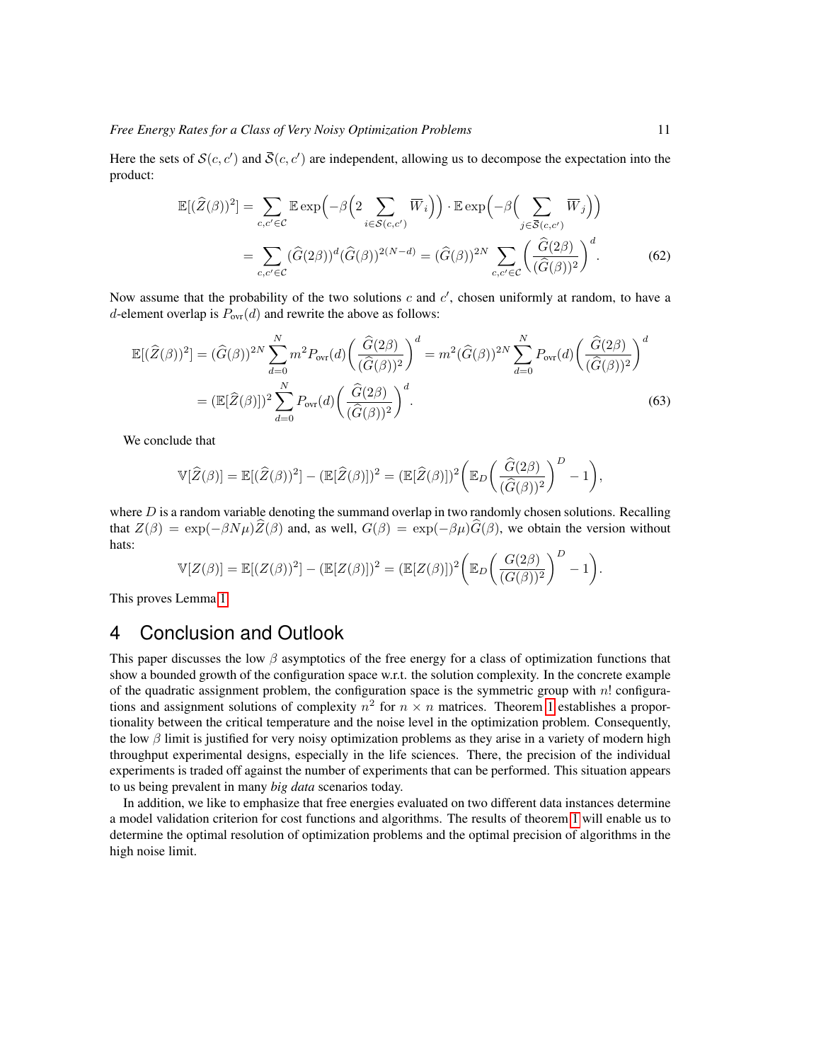Here the sets of $\mathcal{S}(c, c')$ and $\overline{\mathcal{S}}(c, c')$ are independent, allowing us to decompose the expectation into the product:

$$\mathbb{E}[(\widehat{Z}(\beta))^2] = \sum_{c,c' \in \mathcal{C}} \mathbb{E} \exp\Big(-\beta\Big(2 \sum_{i \in \mathcal{S}(c,c')} \overline{W}_i\Big)\Big) \cdot \mathbb{E} \exp\Big(-\beta\Big( \sum_{j \in \overline{\mathcal{S}}(c,c')} \overline{W}_j\Big)\Big)$$

$$= \sum_{c,c' \in \mathcal{C}} (\widehat{G}(2\beta))^d (\widehat{G}(\beta))^{2(N-d)} = (\widehat{G}(\beta))^{2N} \sum_{c,c' \in \mathcal{C}} \left( \frac{\widehat{G}(2\beta)}{(\widehat{G}(\beta))^2} \right)^d. \tag{62}$$

Now assume that the probability of the two solutions $c$ and $c'$, chosen uniformly at random, to have a $d$-element overlap is $P_{\text{ovr}}(d)$ and rewrite the above as follows:

$$\mathbb{E}[(\widehat{Z}(\beta))^2] = (\widehat{G}(\beta))^{2N} \sum_{d=0}^{N} m^2 P_{\text{ovr}}(d) \left( \frac{\widehat{G}(2\beta)}{(\widehat{G}(\beta))^2} \right)^d = m^2 (\widehat{G}(\beta))^{2N} \sum_{d=0}^{N} P_{\text{ovr}}(d) \left( \frac{\widehat{G}(2\beta)}{(\widehat{G}(\beta))^2} \right)^d$$

$$= (\mathbb{E}[\widehat{Z}(\beta)])^2 \sum_{d=0}^{N} P_{\text{ovr}}(d) \left( \frac{\widehat{G}(2\beta)}{(\widehat{G}(\beta))^2} \right)^d. \tag{63}$$

We conclude that

$$\mathbb{V}[\widehat{Z}(\beta)] = \mathbb{E}[(\widehat{Z}(\beta))^2] - (\mathbb{E}[\widehat{Z}(\beta)])^2 = (\mathbb{E}[\widehat{Z}(\beta)])^2 \left( \mathbb{E}_D \left( \frac{\widehat{G}(2\beta)}{(\widehat{G}(\beta))^2} \right)^D - 1 \right),$$

where $D$ is a random variable denoting the summand overlap in two randomly chosen solutions. Recalling that $Z(\beta) = \exp(-\beta N \mu) \widehat{Z}(\beta)$ and, as well, $G(\beta) = \exp(-\beta \mu) \widehat{G}(\beta)$, we obtain the version without hats:

$$\mathbb{V}[Z(\beta)] = \mathbb{E}[(Z(\beta))^2] - (\mathbb{E}[Z(\beta)])^2 = (\mathbb{E}[Z(\beta)])^2 \left( \mathbb{E}_D \left( \frac{G(2\beta)}{(G(\beta))^2} \right)^D - 1 \right).$$

This proves Lemma 1.

# 4 Conclusion and Outlook

This paper discusses the low $\beta$ asymptotics of the free energy for a class of optimization functions that show a bounded growth of the configuration space w.r.t. the solution complexity. In the concrete example of the quadratic assignment problem, the configuration space is the symmetric group with $n!$ configurations and assignment solutions of complexity $n^2$ for $n \times n$ matrices. Theorem 1 establishes a proportionality between the critical temperature and the noise level in the optimization problem. Consequently, the low $\beta$ limit is justified for very noisy optimization problems as they arise in a variety of modern high throughput experimental designs, especially in the life sciences. There, the precision of the individual experiments is traded off against the number of experiments that can be performed. This situation appears to us being prevalent in many *big data* scenarios today.

In addition, we like to emphasize that free energies evaluated on two different data instances determine a model validation criterion for cost functions and algorithms. The results of theorem 1 will enable us to determine the optimal resolution of optimization problems and the optimal precision of algorithms in the high noise limit.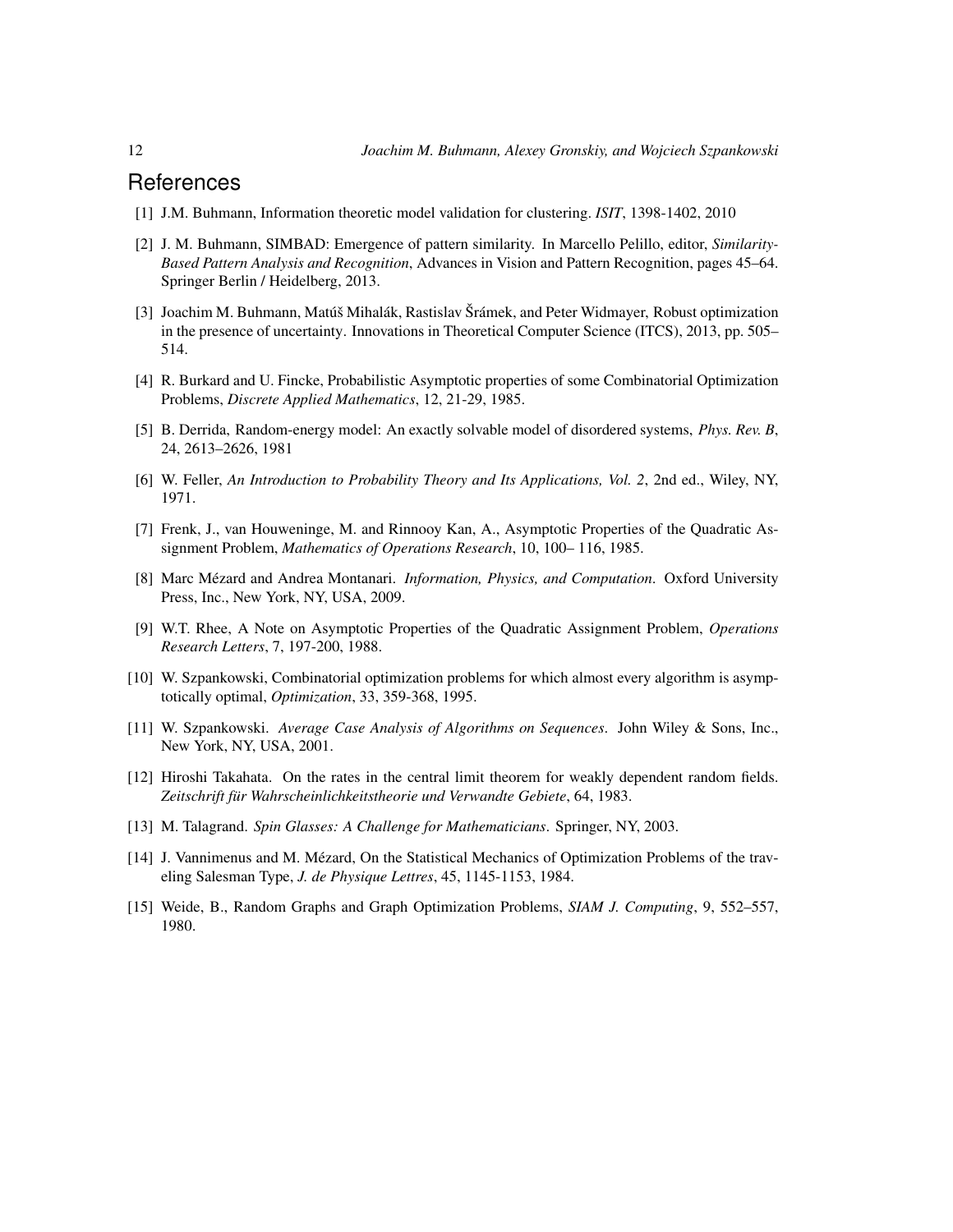## References

[1] J.M. Buhmann, Information theoretic model validation for clustering. *ISIT*, 1398-1402, 2010

[2] J. M. Buhmann, SIMBAD: Emergence of pattern similarity. In Marcello Pelillo, editor, *Similarity-Based Pattern Analysis and Recognition*, Advances in Vision and Pattern Recognition, pages 45–64. Springer Berlin / Heidelberg, 2013.

[3] Joachim M. Buhmann, Matúš Mihalák, Rastislav Šrámek, and Peter Widmayer, Robust optimization in the presence of uncertainty. Innovations in Theoretical Computer Science (ITCS), 2013, pp. 505–514.

[4] R. Burkard and U. Fincke, Probabilistic Asymptotic properties of some Combinatorial Optimization Problems, *Discrete Applied Mathematics*, 12, 21-29, 1985.

[5] B. Derrida, Random-energy model: An exactly solvable model of disordered systems, *Phys. Rev. B*, 24, 2613–2626, 1981

[6] W. Feller, *An Introduction to Probability Theory and Its Applications, Vol. 2*, 2nd ed., Wiley, NY, 1971.

[7] Frenk, J., van Houweninge, M. and Rinnooy Kan, A., Asymptotic Properties of the Quadratic Assignment Problem, *Mathematics of Operations Research*, 10, 100– 116, 1985.

[8] Marc Mézard and Andrea Montanari. *Information, Physics, and Computation*. Oxford University Press, Inc., New York, NY, USA, 2009.

[9] W.T. Rhee, A Note on Asymptotic Properties of the Quadratic Assignment Problem, *Operations Research Letters*, 7, 197-200, 1988.

[10] W. Szpankowski, Combinatorial optimization problems for which almost every algorithm is asymptotically optimal, *Optimization*, 33, 359-368, 1995.

[11] W. Szpankowski. *Average Case Analysis of Algorithms on Sequences*. John Wiley & Sons, Inc., New York, NY, USA, 2001.

[12] Hiroshi Takahata. On the rates in the central limit theorem for weakly dependent random fields. *Zeitschrift für Wahrscheinlichkeitstheorie und Verwandte Gebiete*, 64, 1983.

[13] M. Talagrand. *Spin Glasses: A Challenge for Mathematicians*. Springer, NY, 2003.

[14] J. Vannimenus and M. Mézard, On the Statistical Mechanics of Optimization Problems of the traveling Salesman Type, *J. de Physique Lettres*, 45, 1145-1153, 1984.

[15] Weide, B., Random Graphs and Graph Optimization Problems, *SIAM J. Computing*, 9, 552–557, 1980.